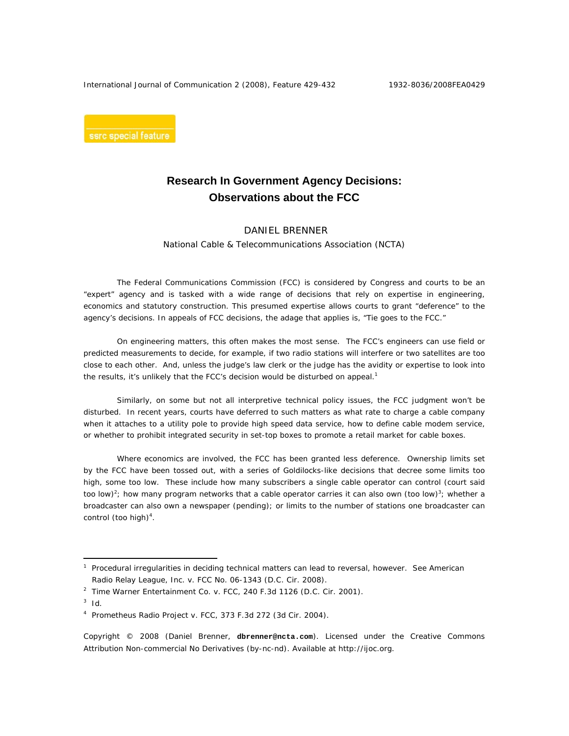ssrc special feature

# Research In Government Agency Decisions: Observations about the FCC

DANIEL BRENNER
National Cable & Telecommunications Association (NCTA)

The Federal Communications Commission (FCC) is considered by Congress and courts to be an "expert" agency and is tasked with a wide range of decisions that rely on expertise in engineering, economics and statutory construction. This presumed expertise allows courts to grant "deference" to the agency's decisions. In appeals of FCC decisions, the adage that applies is, "Tie goes to the FCC."

On engineering matters, this often makes the most sense. The FCC's engineers can use field or predicted measurements to decide, for example, if two radio stations will interfere or two satellites are too close to each other. And, unless the judge's law clerk or the judge has the avidity or expertise to look into the results, it's unlikely that the FCC's decision would be disturbed on appeal.[1]

Similarly, on some but not all interpretive technical policy issues, the FCC judgment won't be disturbed. In recent years, courts have deferred to such matters as what rate to charge a cable company when it attaches to a utility pole to provide high speed data service, how to define cable modem service, or whether to prohibit integrated security in set-top boxes to promote a retail market for cable boxes.

Where economics are involved, the FCC has been granted less deference. Ownership limits set by the FCC have been tossed out, with a series of Goldilocks-like decisions that decree some limits too high, some too low. These include how many subscribers a single cable operator can control (court said too low)[2]; how many program networks that a cable operator carries it can also own (too low)[3]; whether a broadcaster can also own a newspaper (pending); or limits to the number of stations one broadcaster can control (too high)[4].

---

[1] Procedural irregularities in deciding technical matters can lead to reversal, however. See American Radio Relay League, Inc. v. FCC No. 06-1343 (D.C. Cir. 2008).

[2] Time Warner Entertainment Co. v. FCC, 240 F.3d 1126 (D.C. Cir. 2001).

[3] Id.

[4] Prometheus Radio Project v. FCC, 373 F.3d 272 (3d Cir. 2004).

Copyright © 2008 (Daniel Brenner, **dbrenner@ncta.com**). Licensed under the Creative Commons Attribution Non-commercial No Derivatives (by-nc-nd). Available at http://ijoc.org.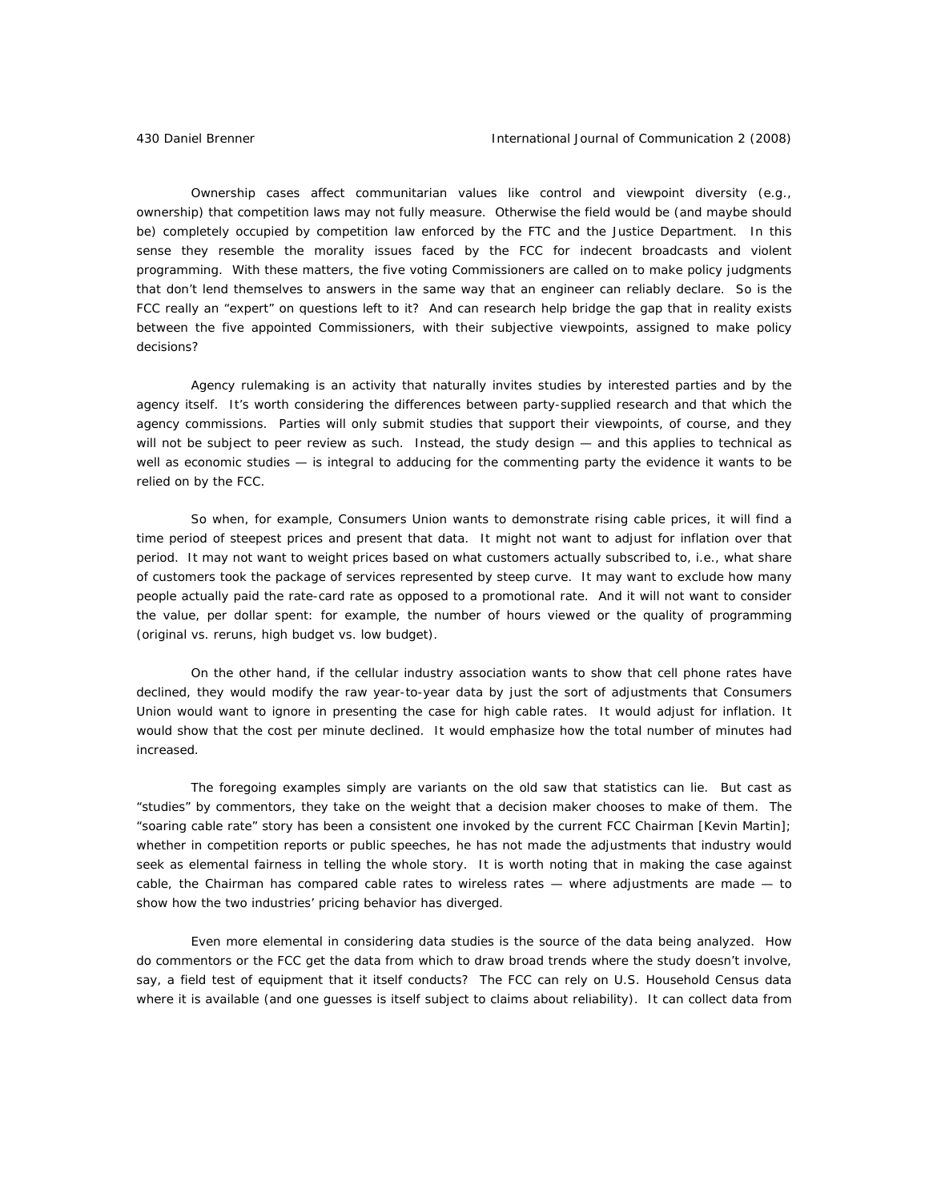Ownership cases affect communitarian values like control and viewpoint diversity (e.g., ownership) that competition laws may not fully measure. Otherwise the field would be (and maybe should be) completely occupied by competition law enforced by the FTC and the Justice Department. In this sense they resemble the morality issues faced by the FCC for indecent broadcasts and violent programming. With these matters, the five voting Commissioners are called on to make policy judgments that don't lend themselves to answers in the same way that an engineer can reliably declare. So is the FCC really an "expert" on questions left to it? And can research help bridge the gap that in reality exists between the five appointed Commissioners, with their subjective viewpoints, assigned to make policy decisions?

Agency rulemaking is an activity that naturally invites studies by interested parties and by the agency itself. It's worth considering the differences between party-supplied research and that which the agency commissions. Parties will only submit studies that support their viewpoints, of course, and they will not be subject to peer review as such. Instead, the study design — and this applies to technical as well as economic studies — is integral to adducing for the commenting party the evidence it wants to be relied on by the FCC.

So when, for example, Consumers Union wants to demonstrate rising cable prices, it will find a time period of steepest prices and present that data. It might not want to adjust for inflation over that period. It may not want to weight prices based on what customers actually subscribed to, i.e., what share of customers took the package of services represented by steep curve. It may want to exclude how many people actually paid the rate-card rate as opposed to a promotional rate. And it will not want to consider the value, per dollar spent: for example, the number of hours viewed or the quality of programming (original vs. reruns, high budget vs. low budget).

On the other hand, if the cellular industry association wants to show that cell phone rates have declined, they would modify the raw year-to-year data by just the sort of adjustments that Consumers Union would want to ignore in presenting the case for high cable rates. It would adjust for inflation. It would show that the cost per minute declined. It would emphasize how the total number of minutes had increased.

The foregoing examples simply are variants on the old saw that statistics can lie. But cast as "studies" by commentors, they take on the weight that a decision maker chooses to make of them. The "soaring cable rate" story has been a consistent one invoked by the current FCC Chairman [Kevin Martin]; whether in competition reports or public speeches, he has not made the adjustments that industry would seek as elemental fairness in telling the whole story. It is worth noting that in making the case against cable, the Chairman has compared cable rates to wireless rates — where adjustments are made — to show how the two industries' pricing behavior has diverged.

Even more elemental in considering data studies is the source of the data being analyzed. How do commentors or the FCC get the data from which to draw broad trends where the study doesn't involve, say, a field test of equipment that it itself conducts? The FCC can rely on U.S. Household Census data where it is available (and one guesses is itself subject to claims about reliability). It can collect data from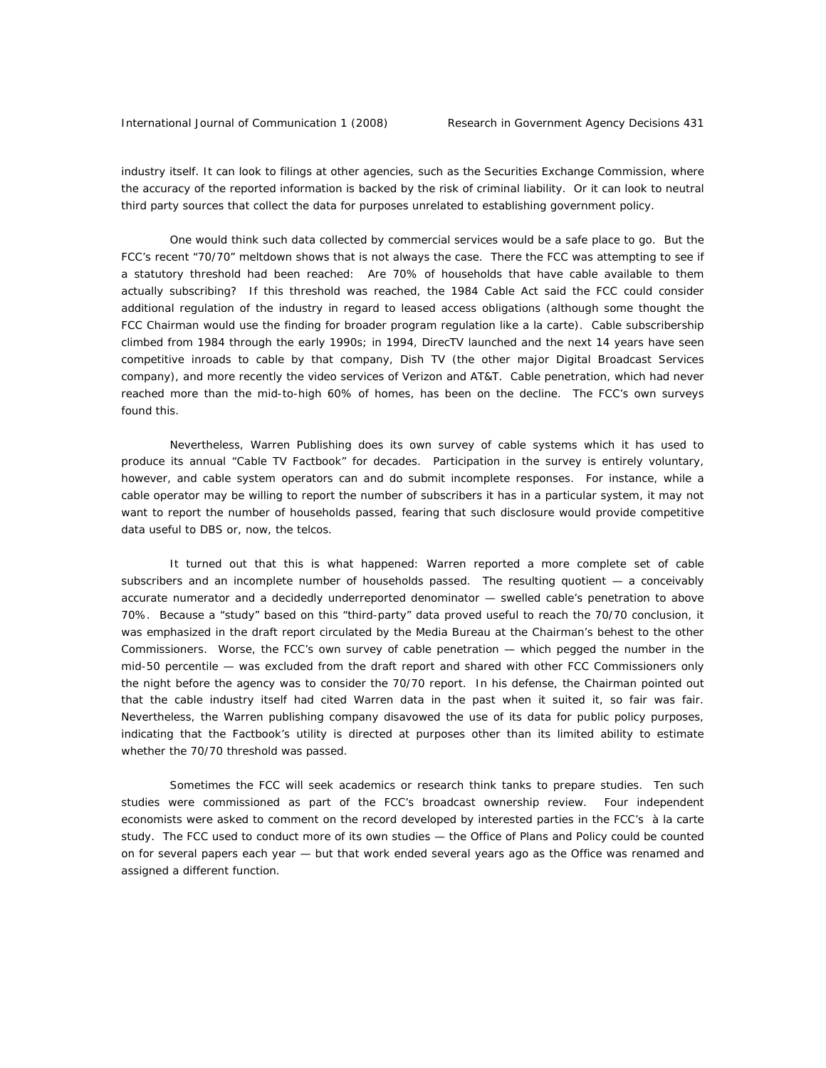industry itself. It can look to filings at other agencies, such as the Securities Exchange Commission, where the accuracy of the reported information is backed by the risk of criminal liability. Or it can look to neutral third party sources that collect the data for purposes unrelated to establishing government policy.

One would think such data collected by commercial services would be a safe place to go. But the FCC's recent "70/70" meltdown shows that is not always the case. There the FCC was attempting to see if a statutory threshold had been reached: Are 70% of households that have cable available to them actually subscribing? If this threshold was reached, the 1984 Cable Act said the FCC could consider additional regulation of the industry in regard to leased access obligations (although some thought the FCC Chairman would use the finding for broader program regulation like a la carte). Cable subscribership climbed from 1984 through the early 1990s; in 1994, DirecTV launched and the next 14 years have seen competitive inroads to cable by that company, Dish TV (the other major Digital Broadcast Services company), and more recently the video services of Verizon and AT&T. Cable penetration, which had never reached more than the mid-to-high 60% of homes, has been on the decline. The FCC's own surveys found this.

Nevertheless, Warren Publishing does its own survey of cable systems which it has used to produce its annual "Cable TV Factbook" for decades. Participation in the survey is entirely voluntary, however, and cable system operators can and do submit incomplete responses. For instance, while a cable operator may be willing to report the number of subscribers it has in a particular system, it may not want to report the number of households passed, fearing that such disclosure would provide competitive data useful to DBS or, now, the telcos.

It turned out that this is what happened: Warren reported a more complete set of cable subscribers and an incomplete number of households passed. The resulting quotient — a conceivably accurate numerator and a decidedly underreported denominator — swelled cable's penetration to above 70%. Because a "study" based on this "third-party" data proved useful to reach the 70/70 conclusion, it was emphasized in the draft report circulated by the Media Bureau at the Chairman's behest to the other Commissioners. Worse, the FCC's own survey of cable penetration — which pegged the number in the mid-50 percentile — was excluded from the draft report and shared with other FCC Commissioners only the night before the agency was to consider the 70/70 report. In his defense, the Chairman pointed out that the cable industry itself had cited Warren data in the past when it suited it, so fair was fair. Nevertheless, the Warren publishing company disavowed the use of its data for public policy purposes, indicating that the Factbook's utility is directed at purposes other than its limited ability to estimate whether the 70/70 threshold was passed.

Sometimes the FCC will seek academics or research think tanks to prepare studies. Ten such studies were commissioned as part of the FCC's broadcast ownership review. Four independent economists were asked to comment on the record developed by interested parties in the FCC's à la carte study. The FCC used to conduct more of its own studies — the Office of Plans and Policy could be counted on for several papers each year — but that work ended several years ago as the Office was renamed and assigned a different function.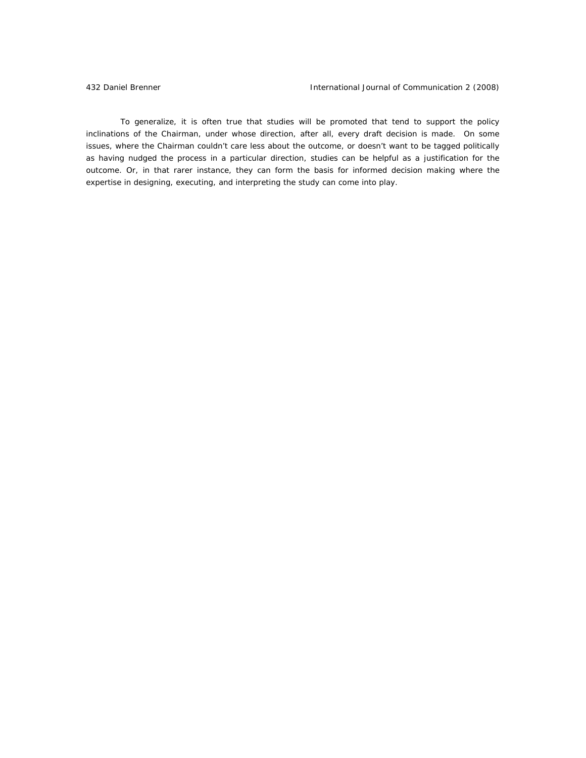To generalize, it is often true that studies will be promoted that tend to support the policy inclinations of the Chairman, under whose direction, after all, every draft decision is made. On some issues, where the Chairman couldn't care less about the outcome, or doesn't want to be tagged politically as having nudged the process in a particular direction, studies can be helpful as a justification for the outcome. Or, in that rarer instance, they can form the basis for informed decision making where the expertise in designing, executing, and interpreting the study can come into play.